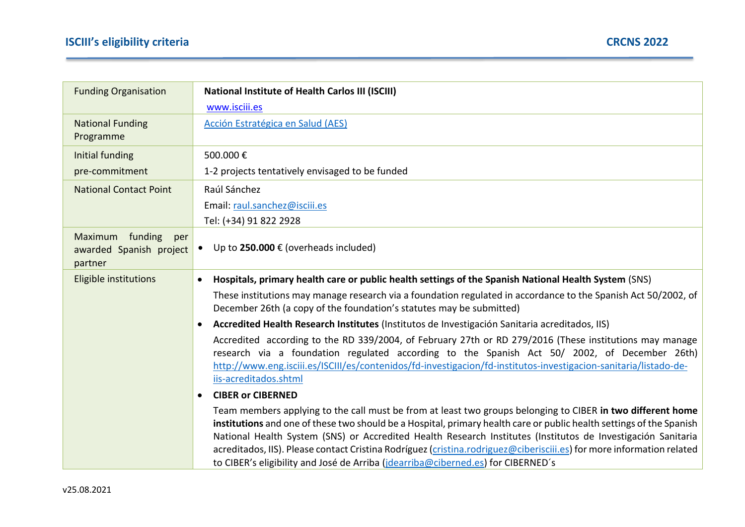| Funding Organisation | **National Institute of Health Carlos III (ISCIII)**<br>[www.isciii.es](http://www.isciii.es) |
|---|---|
| National Funding Programme | [Acción Estratégica en Salud (AES)]() |
| Initial funding pre-commitment | 500.000 €<br>1-2 projects tentatively envisaged to be funded |
| National Contact Point | Raúl Sánchez<br>Email: raul.sanchez@isciii.es<br>Tel: (+34) 91 822 2928 |
| Maximum funding per awarded Spanish project partner | • Up to **250.000** € (overheads included) |
| Eligible institutions | • **Hospitals, primary health care or public health settings of the Spanish National Health System** (SNS)<br>These institutions may manage research via a foundation regulated in accordance to the Spanish Act 50/2002, of December 26th (a copy of the foundation's statutes may be submitted)<br>• **Accredited Health Research Institutes** (Institutos de Investigación Sanitaria acreditados, IIS)<br>Accredited according to the RD 339/2004, of February 27th or RD 279/2016 (These institutions may manage research via a foundation regulated according to the Spanish Act 50/ 2002, of December 26th) http://www.eng.isciii.es/ISCIII/es/contenidos/fd-investigacion/fd-institutos-investigacion-sanitaria/listado-de-iis-acreditados.shtml<br>• **CIBER or CIBERNED**<br>Team members applying to the call must be from at least two groups belonging to CIBER **in two different home institutions** and one of these two should be a Hospital, primary health care or public health settings of the Spanish National Health System (SNS) or Accredited Health Research Institutes (Institutos de Investigación Sanitaria acreditados, IIS). Please contact Cristina Rodríguez (cristina.rodriguez@ciberisciii.es) for more information related to CIBER's eligibility and José de Arriba (jdearriba@cibernedes) for CIBERNED´s |

v25.08.2021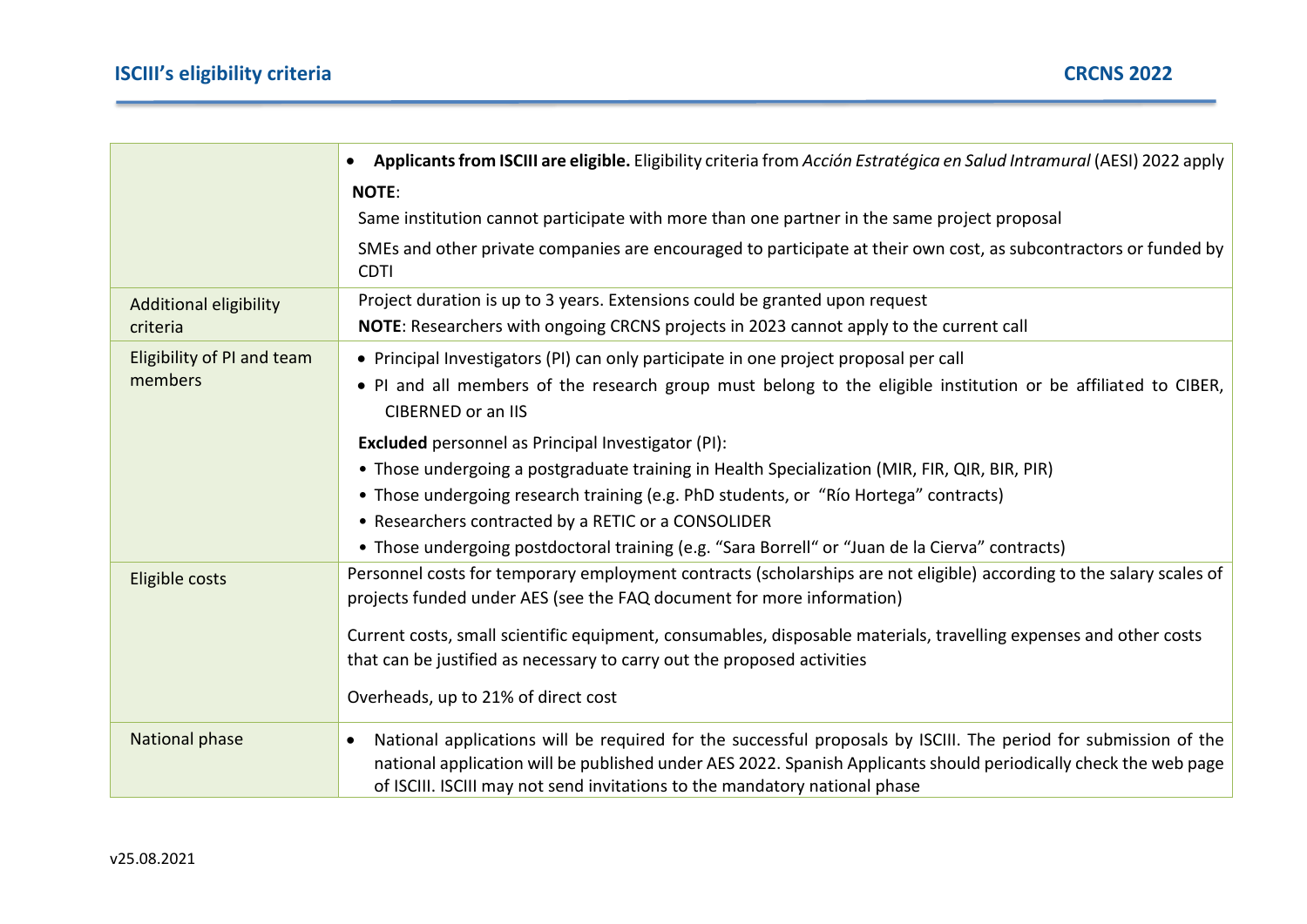| | |
|---|---|
| | • **Applicants from ISCIII are eligible.** Eligibility criteria from *Acción Estratégica en Salud Intramural* (AESI) 2022 apply<br>**NOTE**:<br>Same institution cannot participate with more than one partner in the same project proposal<br>SMEs and other private companies are encouraged to participate at their own cost, as subcontractors or funded by CDTI |
| Additional eligibility criteria | Project duration is up to 3 years. Extensions could be granted upon request<br>**NOTE**: Researchers with ongoing CRCNS projects in 2023 cannot apply to the current call |
| Eligibility of PI and team members | • Principal Investigators (PI) can only participate in one project proposal per call<br>• PI and all members of the research group must belong to the eligible institution or be affiliated to CIBER, CIBERNED or an IIS<br>**Excluded** personnel as Principal Investigator (PI):<br>• Those undergoing a postgraduate training in Health Specialization (MIR, FIR, QIR, BIR, PIR)<br>• Those undergoing research training (e.g. PhD students, or "Río Hortega" contracts)<br>• Researchers contracted by a RETIC or a CONSOLIDER<br>• Those undergoing postdoctoral training (e.g. "Sara Borrell" or "Juan de la Cierva" contracts) |
| Eligible costs | Personnel costs for temporary employment contracts (scholarships are not eligible) according to the salary scales of projects funded under AES (see the FAQ document for more information)<br>Current costs, small scientific equipment, consumables, disposable materials, travelling expenses and other costs that can be justified as necessary to carry out the proposed activities<br>Overheads, up to 21% of direct cost |
| National phase | • National applications will be required for the successful proposals by ISCIII. The period for submission of the national application will be published under AES 2022. Spanish Applicants should periodically check the web page of ISCIII. ISCIII may not send invitations to the mandatory national phase |

v25.08.2021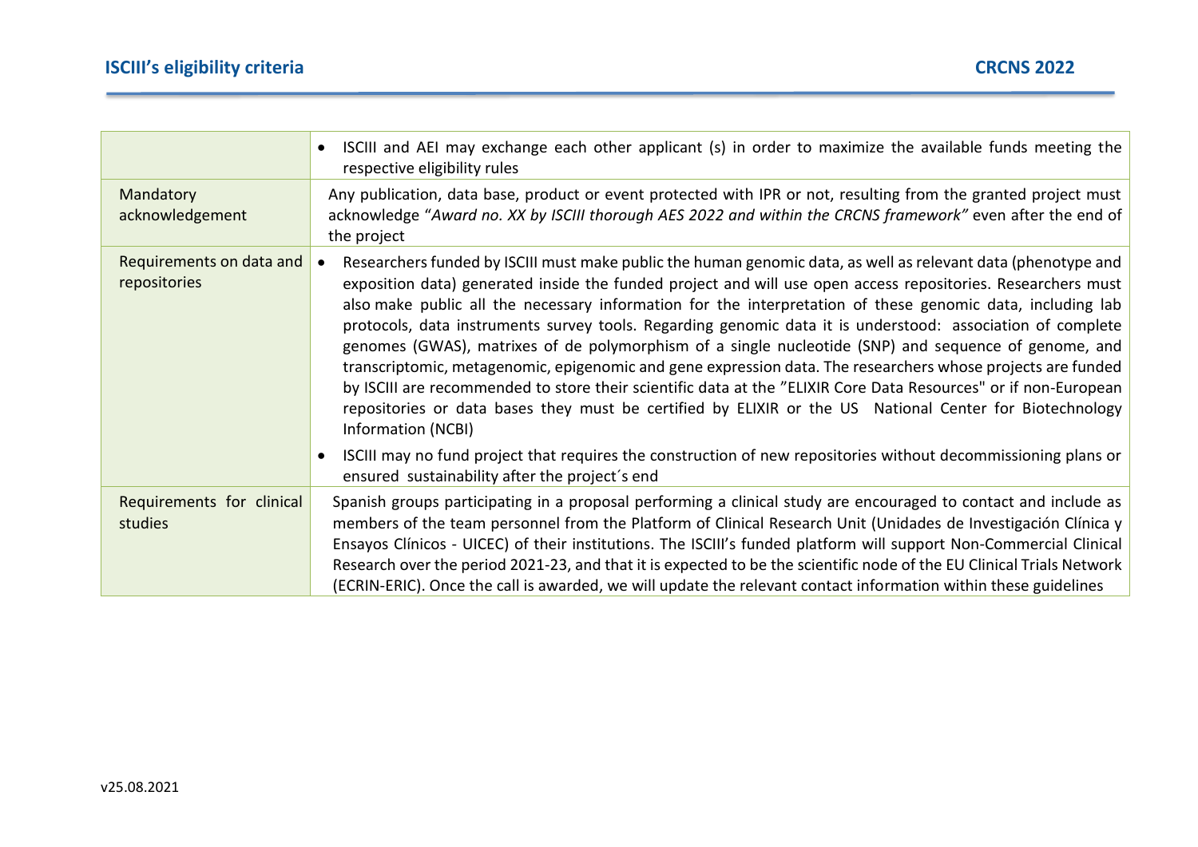| | |
|---|---|
| | • ISCIII and AEI may exchange each other applicant (s) in order to maximize the available funds meeting the respective eligibility rules |
| Mandatory acknowledgement | Any publication, data base, product or event protected with IPR or not, resulting from the granted project must acknowledge "*Award no. XX by ISCIII thorough AES 2022 and within the CRCNS framework*" even after the end of the project |
| Requirements on data and repositories | • Researchers funded by ISCIII must make public the human genomic data, as well as relevant data (phenotype and exposition data) generated inside the funded project and will use open access repositories. Researchers must also make public all the necessary information for the interpretation of these genomic data, including lab protocols, data instruments survey tools. Regarding genomic data it is understood: association of complete genomes (GWAS), matrixes of de polymorphism of a single nucleotide (SNP) and sequence of genome, and transcriptomic, metagenomic, epigenomic and gene expression data. The researchers whose projects are funded by ISCIII are recommended to store their scientific data at the "ELIXIR Core Data Resources" or if non-European repositories or data bases they must be certified by ELIXIR or the US National Center for Biotechnology Information (NCBI)<br>• ISCIII may no fund project that requires the construction of new repositories without decommissioning plans or ensured sustainability after the project´s end |
| Requirements for clinical studies | Spanish groups participating in a proposal performing a clinical study are encouraged to contact and include as members of the team personnel from the Platform of Clinical Research Unit (Unidades de Investigación Clínica y Ensayos Clínicos - UICEC) of their institutions. The ISCIII's funded platform will support Non-Commercial Clinical Research over the period 2021-23, and that it is expected to be the scientific node of the EU Clinical Trials Network (ECRIN-ERIC). Once the call is awarded, we will update the relevant contact information within these guidelines |

v25.08.2021